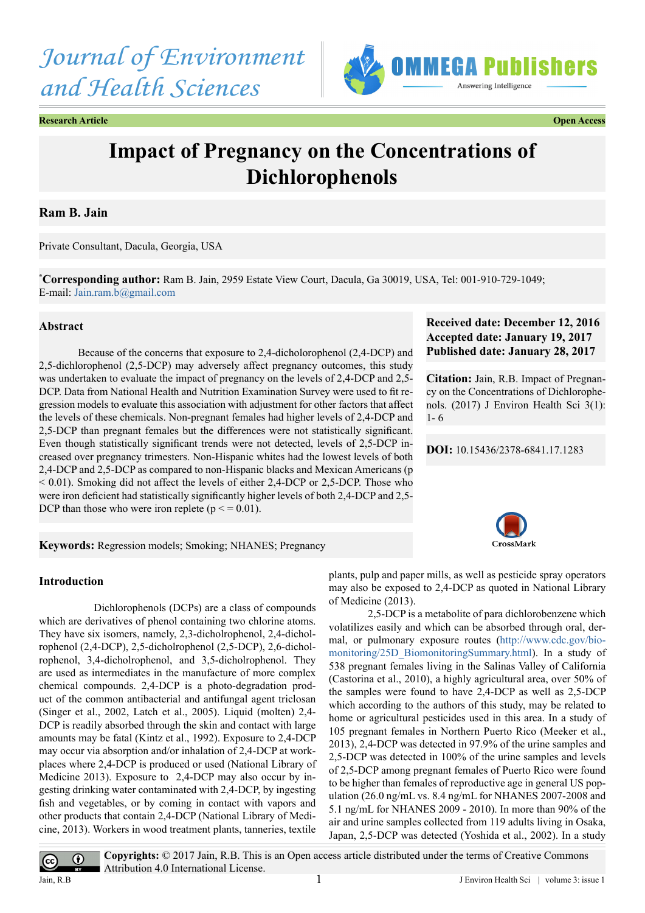Journal of Environment and Health Sciences

**Research Article** | **Open Access**

# Impact of Pregnancy on the Concentrations of Dichlorophenols

**Ram B. Jain**

Private Consultant, Dacula, Georgia, USA

*__Corresponding author:__ Ram B. Jain, 2959 Estate View Court, Dacula, Ga 30019, USA, Tel: 001-910-729-1049; E-mail: Jain.ram.b@gmail.com

**Received date: December 12, 2016**
**Accepted date: January 19, 2017**
**Published date: January 28, 2017**

**Citation:** Jain, R.B. Impact of Pregnancy on the Concentrations of Dichlorophenols. (2017) J Environ Health Sci 3(1): 1- 6

**DOI:** 10.15436/2378-6841.17.1283

## Abstract

Because of the concerns that exposure to 2,4-dicholorophenol (2,4-DCP) and 2,5-dichlorophenol (2,5-DCP) may adversely affect pregnancy outcomes, this study was undertaken to evaluate the impact of pregnancy on the levels of 2,4-DCP and 2,5-DCP. Data from National Health and Nutrition Examination Survey were used to fit regression models to evaluate this association with adjustment for other factors that affect the levels of these chemicals. Non-pregnant females had higher levels of 2,4-DCP and 2,5-DCP than pregnant females but the differences were not statistically significant. Even though statistically significant trends were not detected, levels of 2,5-DCP increased over pregnancy trimesters. Non-Hispanic whites had the lowest levels of both 2,4-DCP and 2,5-DCP as compared to non-Hispanic blacks and Mexican Americans ($p < 0.01$). Smoking did not affect the levels of either 2,4-DCP or 2,5-DCP. Those who were iron deficient had statistically significantly higher levels of both 2,4-DCP and 2,5-DCP than those who were iron replete ($p <= 0.01$).

**Keywords:** Regression models; Smoking; NHANES; Pregnancy

## Introduction

Dichlorophenols (DCPs) are a class of compounds which are derivatives of phenol containing two chlorine atoms. They have six isomers, namely, 2,3-dicholrophenol, 2,4-dicholrophenol (2,4-DCP), 2,5-dicholrophenol (2,5-DCP), 2,6-dicholrophenol, 3,4-dicholrophenol, and 3,5-dicholrophenol. They are used as intermediates in the manufacture of more complex chemical compounds. 2,4-DCP is a photo-degradation product of the common antibacterial and antifungal agent triclosan (Singer et al., 2002, Latch et al., 2005). Liquid (molten) 2,4-DCP is readily absorbed through the skin and contact with large amounts may be fatal (Kintz et al., 1992). Exposure to 2,4-DCP may occur via absorption and/or inhalation of 2,4-DCP at workplaces where 2,4-DCP is produced or used (National Library of Medicine 2013). Exposure to 2,4-DCP may also occur by ingesting drinking water contaminated with 2,4-DCP, by ingesting fish and vegetables, or by coming in contact with vapors and other products that contain 2,4-DCP (National Library of Medicine, 2013). Workers in wood treatment plants, tanneries, textile plants, pulp and paper mills, as well as pesticide spray operators may also be exposed to 2,4-DCP as quoted in National Library of Medicine (2013).

2,5-DCP is a metabolite of para dichlorobenzene which volatilizes easily and which can be absorbed through oral, dermal, or pulmonary exposure routes (http://www.cdc.gov/biomonitoring/25D_BiomonitoringSummary.html). In a study of 538 pregnant females living in the Salinas Valley of California (Castorina et al., 2010), a highly agricultural area, over 50% of the samples were found to have 2,4-DCP as well as 2,5-DCP which according to the authors of this study, may be related to home or agricultural pesticides used in this area. In a study of 105 pregnant females in Northern Puerto Rico (Meeker et al., 2013), 2,4-DCP was detected in 97.9% of the urine samples and 2,5-DCP was detected in 100% of the urine samples and levels of 2,5-DCP among pregnant females of Puerto Rico were found to be higher than females of reproductive age in general US population (26.0 ng/mL vs. 8.4 ng/mL for NHANES 2007-2008 and 5.1 ng/mL for NHANES 2009 - 2010). In more than 90% of the air and urine samples collected from 119 adults living in Osaka, Japan, 2,5-DCP was detected (Yoshida et al., 2002). In a study

**Copyrights:** © 2017 Jain, R.B. This is an Open access article distributed under the terms of Creative Commons Attribution 4.0 International License.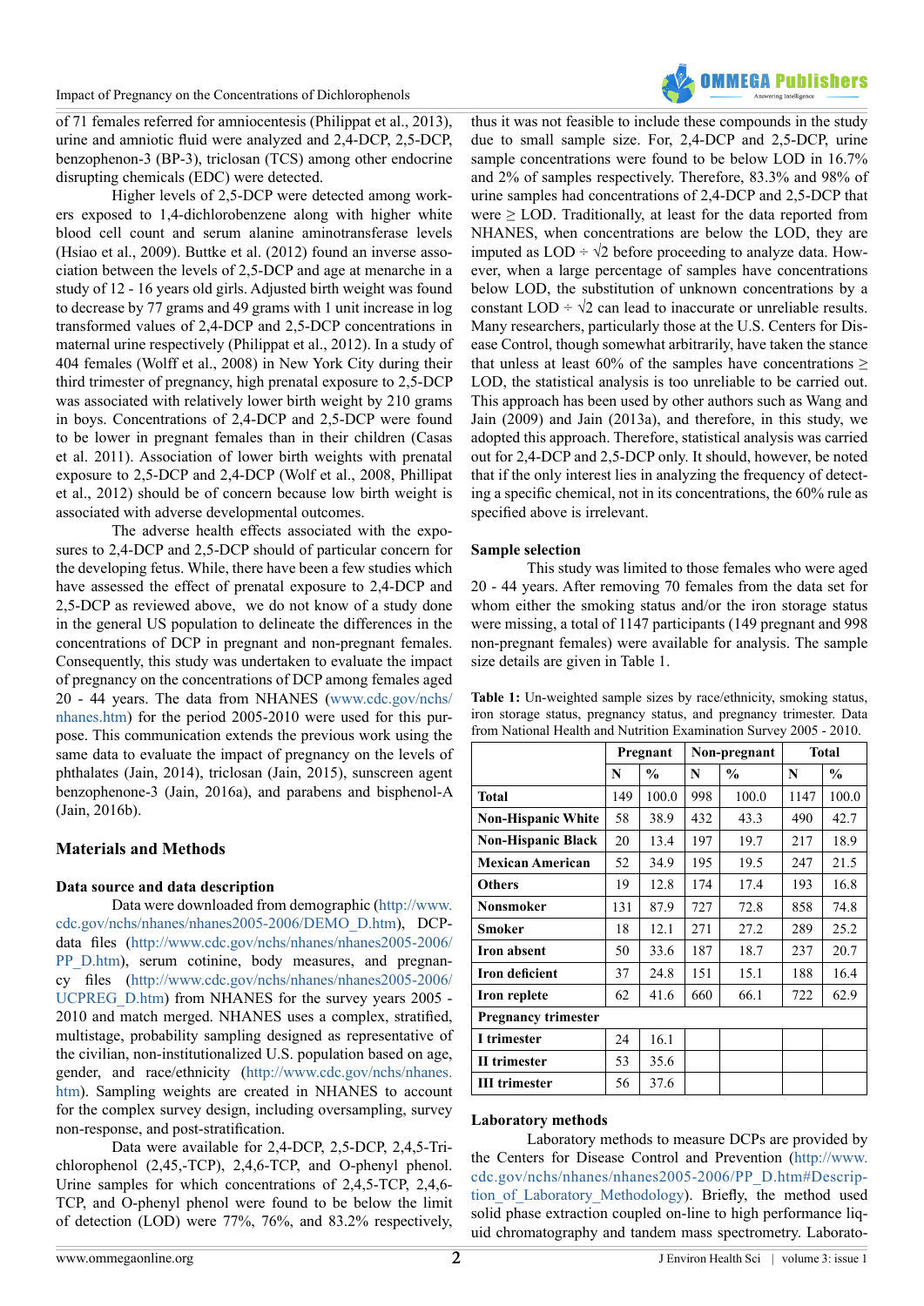of 71 females referred for amniocentesis (Philippat et al., 2013), urine and amniotic fluid were analyzed and 2,4-DCP, 2,5-DCP, benzophenon-3 (BP-3), triclosan (TCS) among other endocrine disrupting chemicals (EDC) were detected.

Higher levels of 2,5-DCP were detected among workers exposed to 1,4-dichlorobenzene along with higher white blood cell count and serum alanine aminotransferase levels (Hsiao et al., 2009). Buttke et al. (2012) found an inverse association between the levels of 2,5-DCP and age at menarche in a study of 12 - 16 years old girls. Adjusted birth weight was found to decrease by 77 grams and 49 grams with 1 unit increase in log transformed values of 2,4-DCP and 2,5-DCP concentrations in maternal urine respectively (Philippat et al., 2012). In a study of 404 females (Wolff et al., 2008) in New York City during their third trimester of pregnancy, high prenatal exposure to 2,5-DCP was associated with relatively lower birth weight by 210 grams in boys. Concentrations of 2,4-DCP and 2,5-DCP were found to be lower in pregnant females than in their children (Casas et al. 2011). Association of lower birth weights with prenatal exposure to 2,5-DCP and 2,4-DCP (Wolf et al., 2008, Phillipat et al., 2012) should be of concern because low birth weight is associated with adverse developmental outcomes.

The adverse health effects associated with the exposures to 2,4-DCP and 2,5-DCP should of particular concern for the developing fetus. While, there have been a few studies which have assessed the effect of prenatal exposure to 2,4-DCP and 2,5-DCP as reviewed above, we do not know of a study done in the general US population to delineate the differences in the concentrations of DCP in pregnant and non-pregnant females. Consequently, this study was undertaken to evaluate the impact of pregnancy on the concentrations of DCP among females aged 20 - 44 years. The data from NHANES (www.cdc.gov/nchs/nhanes.htm) for the period 2005-2010 were used for this purpose. This communication extends the previous work using the same data to evaluate the impact of pregnancy on the levels of phthalates (Jain, 2014), triclosan (Jain, 2015), sunscreen agent benzophenone-3 (Jain, 2016a), and parabens and bisphenol-A (Jain, 2016b).

## Materials and Methods

### Data source and data description

Data were downloaded from demographic (http://www.cdc.gov/nchs/nhanes/nhanes2005-2006/DEMO_D.htm), DCP-data files (http://www.cdc.gov/nchs/nhanes/nhanes2005-2006/PP_D.htm), serum cotinine, body measures, and pregnancy files (http://www.cdc.gov/nchs/nhanes/nhanes2005-2006/UCPREG_D.htm) from NHANES for the survey years 2005 - 2010 and match merged. NHANES uses a complex, stratified, multistage, probability sampling designed as representative of the civilian, non-institutionalized U.S. population based on age, gender, and race/ethnicity (http://www.cdc.gov/nchs/nhanes.htm). Sampling weights are created in NHANES to account for the complex survey design, including oversampling, survey non-response, and post-stratification.

Data were available for 2,4-DCP, 2,5-DCP, 2,4,5-Trichlorophenol (2,45,-TCP), 2,4,6-TCP, and O-phenyl phenol. Urine samples for which concentrations of 2,4,5-TCP, 2,4,6-TCP, and O-phenyl phenol were found to be below the limit of detection (LOD) were 77%, 76%, and 83.2% respectively, thus it was not feasible to include these compounds in the study due to small sample size. For, 2,4-DCP and 2,5-DCP, urine sample concentrations were found to be below LOD in 16.7% and 2% of samples respectively. Therefore, 83.3% and 98% of urine samples had concentrations of 2,4-DCP and 2,5-DCP that were ≥ LOD. Traditionally, at least for the data reported from NHANES, when concentrations are below the LOD, they are imputed as LOD ÷ √2 before proceeding to analyze data. However, when a large percentage of samples have concentrations below LOD, the substitution of unknown concentrations by a constant LOD ÷ √2 can lead to inaccurate or unreliable results. Many researchers, particularly those at the U.S. Centers for Disease Control, though somewhat arbitrarily, have taken the stance that unless at least 60% of the samples have concentrations ≥ LOD, the statistical analysis is too unreliable to be carried out. This approach has been used by other authors such as Wang and Jain (2009) and Jain (2013a), and therefore, in this study, we adopted this approach. Therefore, statistical analysis was carried out for 2,4-DCP and 2,5-DCP only. It should, however, be noted that if the only interest lies in analyzing the frequency of detecting a specific chemical, not in its concentrations, the 60% rule as specified above is irrelevant.

### Sample selection

This study was limited to those females who were aged 20 - 44 years. After removing 70 females from the data set for whom either the smoking status and/or the iron storage status were missing, a total of 1147 participants (149 pregnant and 998 non-pregnant females) were available for analysis. The sample size details are given in Table 1.

**Table 1:** Un-weighted sample sizes by race/ethnicity, smoking status, iron storage status, pregnancy status, and pregnancy trimester. Data from National Health and Nutrition Examination Survey 2005 - 2010.

| | Pregnant | | Non-pregnant | | Total | |
|---|---|---|---|---|---|---|
| | N | % | N | % | N | % |
| **Total** | 149 | 100.0 | 998 | 100.0 | 1147 | 100.0 |
| **Non-Hispanic White** | 58 | 38.9 | 432 | 43.3 | 490 | 42.7 |
| **Non-Hispanic Black** | 20 | 13.4 | 197 | 19.7 | 217 | 18.9 |
| **Mexican American** | 52 | 34.9 | 195 | 19.5 | 247 | 21.5 |
| **Others** | 19 | 12.8 | 174 | 17.4 | 193 | 16.8 |
| **Nonsmoker** | 131 | 87.9 | 727 | 72.8 | 858 | 74.8 |
| **Smoker** | 18 | 12.1 | 271 | 27.2 | 289 | 25.2 |
| **Iron absent** | 50 | 33.6 | 187 | 18.7 | 237 | 20.7 |
| **Iron deficient** | 37 | 24.8 | 151 | 15.1 | 188 | 16.4 |
| **Iron replete** | 62 | 41.6 | 660 | 66.1 | 722 | 62.9 |
| **Pregnancy trimester** | | | | | | |
| **I trimester** | 24 | 16.1 | | | | |
| **II trimester** | 53 | 35.6 | | | | |
| **III trimester** | 56 | 37.6 | | | | |

### Laboratory methods

Laboratory methods to measure DCPs are provided by the Centers for Disease Control and Prevention (http://www.cdc.gov/nchs/nhanes/nhanes2005-2006/PP_D.htm#Description_of_Laboratory_Methodology). Briefly, the method used solid phase extraction coupled on-line to high performance liquid chromatography and tandem mass spectrometry. Laborato-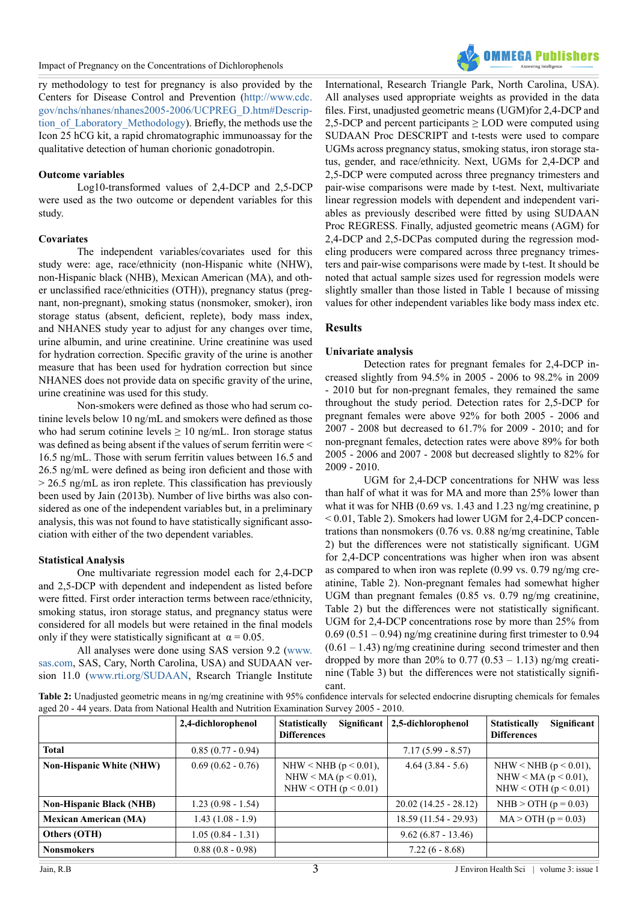ry methodology to test for pregnancy is also provided by the Centers for Disease Control and Prevention (http://www.cdc.gov/nchs/nhanes/nhanes2005-2006/UCPREG_D.htm#Description_of_Laboratory_Methodology). Briefly, the methods use the Icon 25 hCG kit, a rapid chromatographic immunoassay for the qualitative detection of human chorionic gonadotropin.

**Outcome variables**

Log10-transformed values of 2,4-DCP and 2,5-DCP were used as the two outcome or dependent variables for this study.

**Covariates**

The independent variables/covariates used for this study were: age, race/ethnicity (non-Hispanic white (NHW), non-Hispanic black (NHB), Mexican American (MA), and other unclassified race/ethnicities (OTH)), pregnancy status (pregnant, non-pregnant), smoking status (nonsmoker, smoker), iron storage status (absent, deficient, replete), body mass index, and NHANES study year to adjust for any changes over time, urine albumin, and urine creatinine. Urine creatinine was used for hydration correction. Specific gravity of the urine is another measure that has been used for hydration correction but since NHANES does not provide data on specific gravity of the urine, urine creatinine was used for this study.

Non-smokers were defined as those who had serum cotinine levels below 10 ng/mL and smokers were defined as those who had serum cotinine levels ≥ 10 ng/mL. Iron storage status was defined as being absent if the values of serum ferritin were < 16.5 ng/mL. Those with serum ferritin values between 16.5 and 26.5 ng/mL were defined as being iron deficient and those with > 26.5 ng/mL as iron replete. This classification has previously been used by Jain (2013b). Number of live births was also considered as one of the independent variables but, in a preliminary analysis, this was not found to have statistically significant association with either of the two dependent variables.

**Statistical Analysis**

One multivariate regression model each for 2,4-DCP and 2,5-DCP with dependent and independent as listed before were fitted. First order interaction terms between race/ethnicity, smoking status, iron storage status, and pregnancy status were considered for all models but were retained in the final models only if they were statistically significant at $\alpha = 0.05$.

All analyses were done using SAS version 9.2 (www.sas.com, SAS, Cary, North Carolina, USA) and SUDAAN version 11.0 (www.rti.org/SUDAAN, Rsearch Triangle Institute International, Research Triangle Park, North Carolina, USA). All analyses used appropriate weights as provided in the data files. First, unadjusted geometric means (UGM)for 2,4-DCP and 2,5-DCP and percent participants ≥ LOD were computed using SUDAAN Proc DESCRIPT and t-tests were used to compare UGMs across pregnancy status, smoking status, iron storage status, gender, and race/ethnicity. Next, UGMs for 2,4-DCP and 2,5-DCP were computed across three pregnancy trimesters and pair-wise comparisons were made by t-test. Next, multivariate linear regression models with dependent and independent variables as previously described were fitted by using SUDAAN Proc REGRESS. Finally, adjusted geometric means (AGM) for 2,4-DCP and 2,5-DCPas computed during the regression modeling producers were compared across three pregnancy trimesters and pair-wise comparisons were made by t-test. It should be noted that actual sample sizes used for regression models were slightly smaller than those listed in Table 1 because of missing values for other independent variables like body mass index etc.

## Results

**Univariate analysis**

Detection rates for pregnant females for 2,4-DCP increased slightly from 94.5% in 2005 - 2006 to 98.2% in 2009 - 2010 but for non-pregnant females, they remained the same throughout the study period. Detection rates for 2,5-DCP for pregnant females were above 92% for both 2005 - 2006 and 2007 - 2008 but decreased to 61.7% for 2009 - 2010; and for non-pregnant females, detection rates were above 89% for both 2005 - 2006 and 2007 - 2008 but decreased slightly to 82% for 2009 - 2010.

UGM for 2,4-DCP concentrations for NHW was less than half of what it was for MA and more than 25% lower than what it was for NHB (0.69 vs. 1.43 and 1.23 ng/mg creatinine, $p < 0.01$, Table 2). Smokers had lower UGM for 2,4-DCP concentrations than nonsmokers (0.76 vs. 0.88 ng/mg creatinine, Table 2) but the differences were not statistically significant. UGM for 2,4-DCP concentrations was higher when iron was absent as compared to when iron was replete (0.99 vs. 0.79 ng/mg creatinine, Table 2). Non-pregnant females had somewhat higher UGM than pregnant females (0.85 vs. 0.79 ng/mg creatinine, Table 2) but the differences were not statistically significant. UGM for 2,4-DCP concentrations rose by more than 25% from 0.69 (0.51 – 0.94) ng/mg creatinine during first trimester to 0.94 (0.61 – 1.43) ng/mg creatinine during second trimester and then dropped by more than 20% to 0.77 (0.53 – 1.13) ng/mg creatinine (Table 3) but the differences were not statistically significant.

**Table 2:** Unadjusted geometric means in ng/mg creatinine with 95% confidence intervals for selected endocrine disrupting chemicals for females aged 20 - 44 years. Data from National Health and Nutrition Examination Survey 2005 - 2010.

| | 2,4-dichlorophenol | Statistically Significant Differences | 2,5-dichlorophenol | Statistically Significant Differences |
|---|---|---|---|---|
| **Total** | 0.85 (0.77 - 0.94) | | 7.17 (5.99 - 8.57) | |
| **Non-Hispanic White (NHW)** | 0.69 (0.62 - 0.76) | NHW < NHB ($p < 0.01$), NHW < MA ($p < 0.01$), NHW < OTH ($p < 0.01$) | 4.64 (3.84 - 5.6) | NHW < NHB ($p < 0.01$), NHW < MA ($p < 0.01$), NHW < OTH ($p < 0.01$) |
| **Non-Hispanic Black (NHB)** | 1.23 (0.98 - 1.54) | | 20.02 (14.25 - 28.12) | NHB > OTH ($p = 0.03$) |
| **Mexican American (MA)** | 1.43 (1.08 - 1.9) | | 18.59 (11.54 - 29.93) | MA > OTH ($p = 0.03$) |
| **Others (OTH)** | 1.05 (0.84 - 1.31) | | 9.62 (6.87 - 13.46) | |
| **Nonsmokers** | 0.88 (0.8 - 0.98) | | 7.22 (6 - 8.68) | |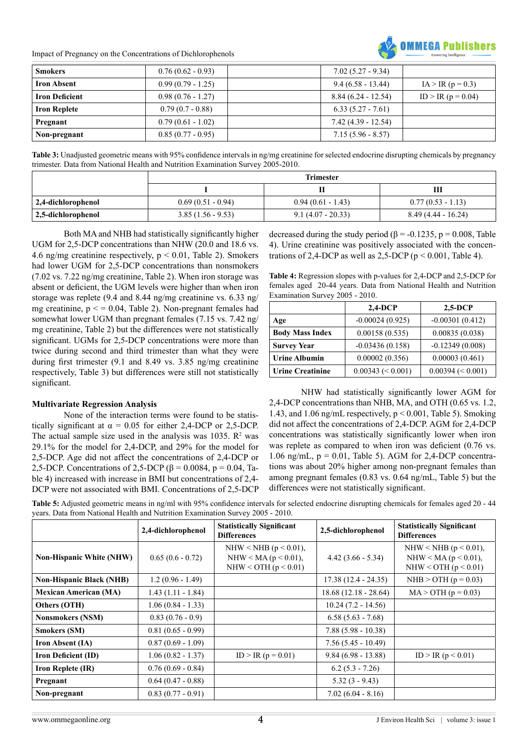| | | | | |
|---|---|---|---|---|
| **Smokers** | 0.76 (0.62 - 0.93) | | 7.02 (5.27 - 9.34) | |
| **Iron Absent** | 0.99 (0.79 - 1.25) | | 9.4 (6.58 - 13.44) | IA > IR (p = 0.3) |
| **Iron Deficient** | 0.98 (0.76 - 1.27) | | 8.84 (6.24 - 12.54) | ID > IR (p = 0.04) |
| **Iron Replete** | 0.79 (0.7 - 0.88) | | 6.33 (5.27 - 7.61) | |
| **Pregnant** | 0.79 (0.61 - 1.02) | | 7.42 (4.39 - 12.54) | |
| **Non-pregnant** | 0.85 (0.77 - 0.95) | | 7.15 (5.96 - 8.57) | |

**Table 3:** Unadjusted geometric means with 95% confidence intervals in ng/mg creatinine for selected endocrine disrupting chemicals by pregnancy trimester. Data from National Health and Nutrition Examination Survey 2005-2010.

| | Trimester | | |
|---|---|---|---|
| | **I** | **II** | **III** |
| **2,4-dichlorophenol** | 0.69 (0.51 - 0.94) | 0.94 (0.61 - 1.43) | 0.77 (0.53 - 1.13) |
| **2,5-dichlorophenol** | 3.85 (1.56 - 9.53) | 9.1 (4.07 - 20.33) | 8.49 (4.44 - 16.24) |

Both MA and NHB had statistically significantly higher UGM for 2,5-DCP concentrations than NHW (20.0 and 18.6 vs. 4.6 ng/mg creatinine respectively, $p < 0.01$, Table 2). Smokers had lower UGM for 2,5-DCP concentrations than nonsmokers (7.02 vs. 7.22 ng/mg creatinine, Table 2). When iron storage was absent or deficient, the UGM levels were higher than when iron storage was replete (9.4 and 8.44 ng/mg creatinine vs. 6.33 ng/mg creatinine, $p \leq 0.04$, Table 2). Non-pregnant females had somewhat lower UGM than pregnant females (7.15 vs. 7.42 ng/mg creatinine, Table 2) but the differences were not statistically significant. UGMs for 2,5-DCP concentrations were more than twice during second and third trimester than what they were during first trimester (9.1 and 8.49 vs. 3.85 ng/mg creatinine respectively, Table 3) but differences were still not statistically significant.

### Multivariate Regression Analysis

None of the interaction terms were found to be statistically significant at $\alpha = 0.05$ for either 2,4-DCP or 2,5-DCP. The actual sample size used in the analysis was 1035. $R^2$ was 29.1% for the model for 2,4-DCP, and 29% for the model for 2,5-DCP. Age did not affect the concentrations of 2,4-DCP or 2,5-DCP. Concentrations of 2,5-DCP ($\beta = 0.0084$, $p = 0.04$, Table 4) increased with increase in BMI but concentrations of 2,4-DCP were not associated with BMI. Concentrations of 2,5-DCP decreased during the study period ($\beta = -0.1235$, $p = 0.008$, Table 4). Urine creatinine was positively associated with the concentrations of 2,4-DCP as well as 2,5-DCP ($p < 0.001$, Table 4).

**Table 4:** Regression slopes with p-values for 2,4-DCP and 2,5-DCP for females aged 20-44 years. Data from National Health and Nutrition Examination Survey 2005 - 2010.

| | **2,4-DCP** | **2,5-DCP** |
|---|---|---|
| **Age** | -0.00024 (0.925) | -0.00301 (0.412) |
| **Body Mass Index** | 0.00158 (0.535) | 0.00835 (0.038) |
| **Survey Year** | -0.03436 (0.158) | -0.12349 (0.008) |
| **Urine Albumin** | 0.00002 (0.356) | 0.00003 (0.461) |
| **Urine Creatinine** | 0.00343 (< 0.001) | 0.00394 (< 0.001) |

NHW had statistically significantly lower AGM for 2,4-DCP concentrations than NHB, MA, and OTH (0.65 vs. 1.2, 1.43, and 1.06 ng/mL respectively, $p < 0.001$, Table 5). Smoking did not affect the concentrations of 2,4-DCP. AGM for 2,4-DCP concentrations was statistically significantly lower when iron was replete as compared to when iron was deficient (0.76 vs. 1.06 ng/mL, $p = 0.01$, Table 5). AGM for 2,4-DCP concentrations was about 20% higher among non-pregnant females than among pregnant females (0.83 vs. 0.64 ng/mL, Table 5) but the differences were not statistically significant.

**Table 5:** Adjusted geometric means in ng/ml with 95% confidence intervals for selected endocrine disrupting chemicals for females aged 20 - 44 years. Data from National Health and Nutrition Examination Survey 2005 - 2010.

| | **2,4-dichlorophenol** | **Statistically Significant Differences** | **2,5-dichlorophenol** | **Statistically Significant Differences** |
|---|---|---|---|---|
| **Non-Hispanic White (NHW)** | 0.65 (0.6 - 0.72) | NHW < NHB (p < 0.01), NHW < MA (p < 0.01), NHW < OTH (p < 0.01) | 4.42 (3.66 - 5.34) | NHW < NHB (p < 0.01), NHW < MA (p < 0.01), NHW < OTH (p < 0.01) |
| **Non-Hispanic Black (NHB)** | 1.2 (0.96 - 1.49) | | 17.38 (12.4 - 24.35) | NHB > OTH (p = 0.03) |
| **Mexican American (MA)** | 1.43 (1.11 - 1.84) | | 18.68 (12.18 - 28.64) | MA > OTH (p = 0.03) |
| **Others (OTH)** | 1.06 (0.84 - 1.33) | | 10.24 (7.2 - 14.56) | |
| **Nonsmokers (NSM)** | 0.83 (0.76 - 0.9) | | 6.58 (5.63 - 7.68) | |
| **Smokers (SM)** | 0.81 (0.65 - 0.99) | | 7.88 (5.98 - 10.38) | |
| **Iron Absent (IA)** | 0.87 (0.69 - 1.09) | | 7.56 (5.45 - 10.49) | |
| **Iron Deficient (ID)** | 1.06 (0.82 - 1.37) | ID > IR (p = 0.01) | 9.84 (6.98 - 13.88) | ID > IR (p < 0.01) |
| **Iron Replete (IR)** | 0.76 (0.69 - 0.84) | | 6.2 (5.3 - 7.26) | |
| **Pregnant** | 0.64 (0.47 - 0.88) | | 5.32 (3 - 9.43) | |
| **Non-pregnant** | 0.83 (0.77 - 0.91) | | 7.02 (6.04 - 8.16) | |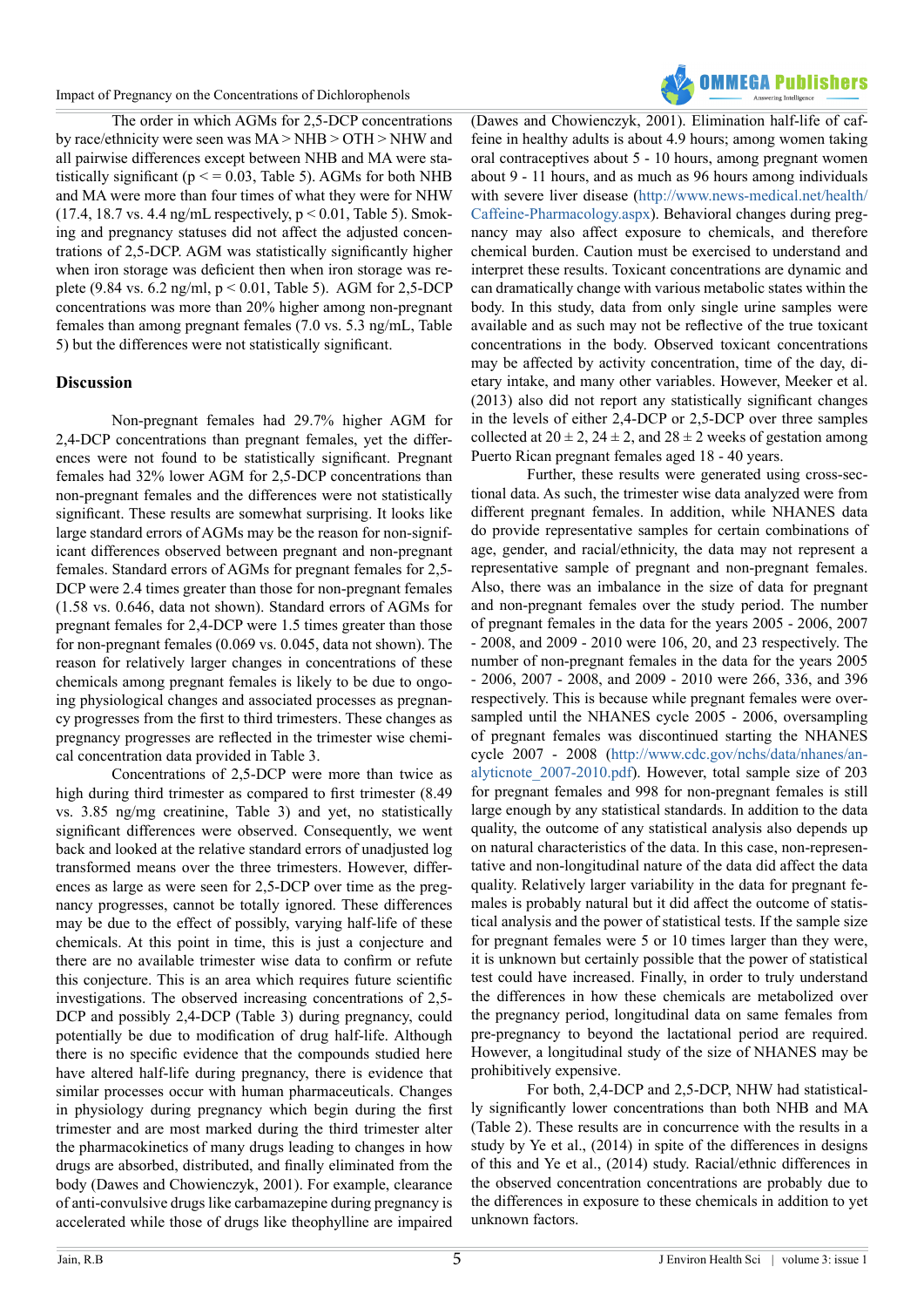The order in which AGMs for 2,5-DCP concentrations by race/ethnicity were seen was MA > NHB > OTH > NHW and all pairwise differences except between NHB and MA were statistically significant ($p \leq 0.03$, Table 5). AGMs for both NHB and MA were more than four times of what they were for NHW (17.4, 18.7 vs. 4.4 ng/mL respectively, $p < 0.01$, Table 5). Smoking and pregnancy statuses did not affect the adjusted concentrations of 2,5-DCP. AGM was statistically significantly higher when iron storage was deficient then when iron storage was replete (9.84 vs. 6.2 ng/ml, $p < 0.01$, Table 5). AGM for 2,5-DCP concentrations was more than 20% higher among non-pregnant females than among pregnant females (7.0 vs. 5.3 ng/mL, Table 5) but the differences were not statistically significant.

## Discussion

Non-pregnant females had 29.7% higher AGM for 2,4-DCP concentrations than pregnant females, yet the differences were not found to be statistically significant. Pregnant females had 32% lower AGM for 2,5-DCP concentrations than non-pregnant females and the differences were not statistically significant. These results are somewhat surprising. It looks like large standard errors of AGMs may be the reason for non-significant differences observed between pregnant and non-pregnant females. Standard errors of AGMs for pregnant females for 2,5-DCP were 2.4 times greater than those for non-pregnant females (1.58 vs. 0.646, data not shown). Standard errors of AGMs for pregnant females for 2,4-DCP were 1.5 times greater than those for non-pregnant females (0.069 vs. 0.045, data not shown). The reason for relatively larger changes in concentrations of these chemicals among pregnant females is likely to be due to ongoing physiological changes and associated processes as pregnancy progresses from the first to third trimesters. These changes as pregnancy progresses are reflected in the trimester wise chemical concentration data provided in Table 3.

Concentrations of 2,5-DCP were more than twice as high during third trimester as compared to first trimester (8.49 vs. 3.85 ng/mg creatinine, Table 3) and yet, no statistically significant differences were observed. Consequently, we went back and looked at the relative standard errors of unadjusted log transformed means over the three trimesters. However, differences as large as were seen for 2,5-DCP over time as the pregnancy progresses, cannot be totally ignored. These differences may be due to the effect of possibly, varying half-life of these chemicals. At this point in time, this is just a conjecture and there are no available trimester wise data to confirm or refute this conjecture. This is an area which requires future scientific investigations. The observed increasing concentrations of 2,5-DCP and possibly 2,4-DCP (Table 3) during pregnancy, could potentially be due to modification of drug half-life. Although there is no specific evidence that the compounds studied here have altered half-life during pregnancy, there is evidence that similar processes occur with human pharmaceuticals. Changes in physiology during pregnancy which begin during the first trimester and are most marked during the third trimester alter the pharmacokinetics of many drugs leading to changes in how drugs are absorbed, distributed, and finally eliminated from the body (Dawes and Chowienczyk, 2001). For example, clearance of anti-convulsive drugs like carbamazepine during pregnancy is accelerated while those of drugs like theophylline are impaired (Dawes and Chowienczyk, 2001). Elimination half-life of caffeine in healthy adults is about 4.9 hours; among women taking oral contraceptives about 5 - 10 hours, among pregnant women about 9 - 11 hours, and as much as 96 hours among individuals with severe liver disease (http://www.news-medical.net/health/Caffeine-Pharmacology.aspx). Behavioral changes during pregnancy may also affect exposure to chemicals, and therefore chemical burden. Caution must be exercised to understand and interpret these results. Toxicant concentrations are dynamic and can dramatically change with various metabolic states within the body. In this study, data from only single urine samples were available and as such may not be reflective of the true toxicant concentrations in the body. Observed toxicant concentrations may be affected by activity concentration, time of the day, dietary intake, and many other variables. However, Meeker et al. (2013) also did not report any statistically significant changes in the levels of either 2,4-DCP or 2,5-DCP over three samples collected at 20 ± 2, 24 ± 2, and 28 ± 2 weeks of gestation among Puerto Rican pregnant females aged 18 - 40 years.

Further, these results were generated using cross-sectional data. As such, the trimester wise data analyzed were from different pregnant females. In addition, while NHANES data do provide representative samples for certain combinations of age, gender, and racial/ethnicity, the data may not represent a representative sample of pregnant and non-pregnant females. Also, there was an imbalance in the size of data for pregnant and non-pregnant females over the study period. The number of pregnant females in the data for the years 2005 - 2006, 2007 - 2008, and 2009 - 2010 were 106, 20, and 23 respectively. The number of non-pregnant females in the data for the years 2005 - 2006, 2007 - 2008, and 2009 - 2010 were 266, 336, and 396 respectively. This is because while pregnant females were oversampled until the NHANES cycle 2005 - 2006, oversampling of pregnant females was discontinued starting the NHANES cycle 2007 - 2008 (http://www.cdc.gov/nchs/data/nhanes/analyticnote_2007-2010.pdf). However, total sample size of 203 for pregnant females and 998 for non-pregnant females is still large enough by any statistical standards. In addition to the data quality, the outcome of any statistical analysis also depends up on natural characteristics of the data. In this case, non-representative and non-longitudinal nature of the data did affect the data quality. Relatively larger variability in the data for pregnant females is probably natural but it did affect the outcome of statistical analysis and the power of statistical tests. If the sample size for pregnant females were 5 or 10 times larger than they were, it is unknown but certainly possible that the power of statistical test could have increased. Finally, in order to truly understand the differences in how these chemicals are metabolized over the pregnancy period, longitudinal data on same females from pre-pregnancy to beyond the lactational period are required. However, a longitudinal study of the size of NHANES may be prohibitively expensive.

For both, 2,4-DCP and 2,5-DCP, NHW had statistically significantly lower concentrations than both NHB and MA (Table 2). These results are in concurrence with the results in a study by Ye et al., (2014) in spite of the differences in designs of this and Ye et al., (2014) study. Racial/ethnic differences in the observed concentration concentrations are probably due to the differences in exposure to these chemicals in addition to yet unknown factors.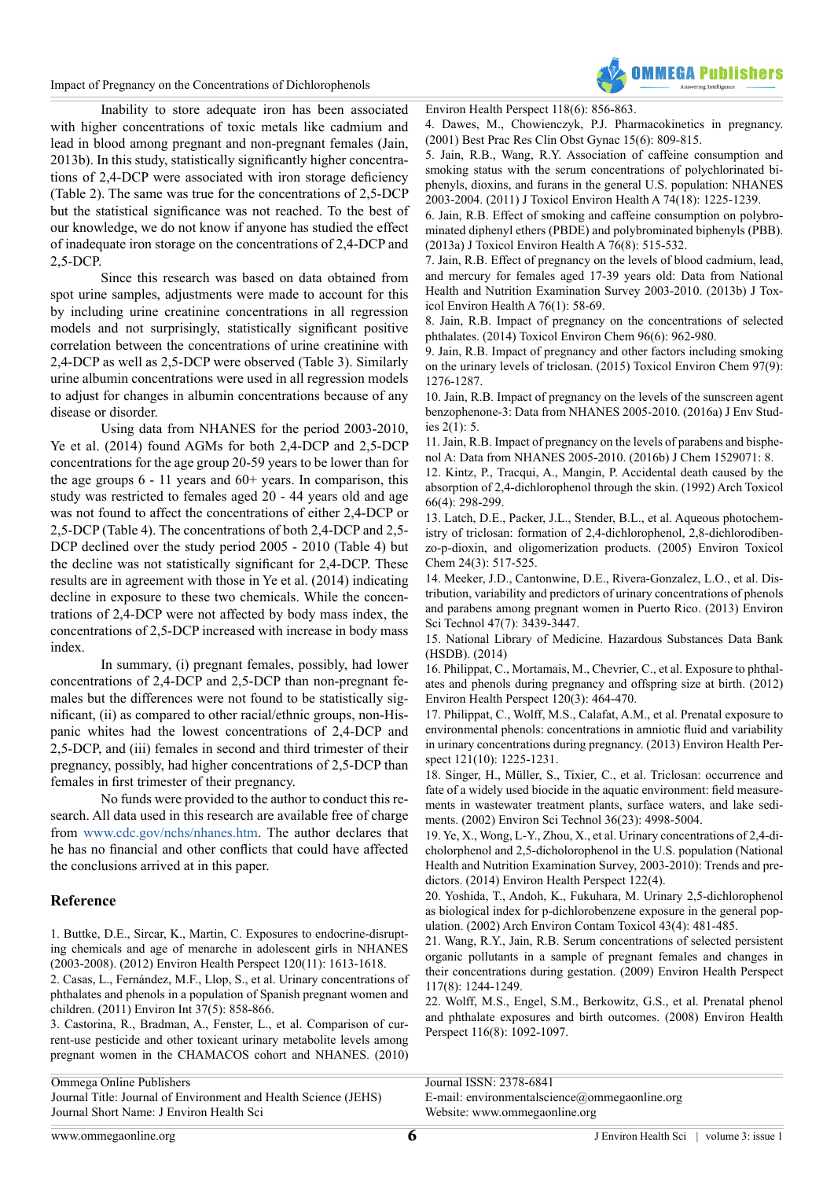Inability to store adequate iron has been associated with higher concentrations of toxic metals like cadmium and lead in blood among pregnant and non-pregnant females (Jain, 2013b). In this study, statistically significantly higher concentrations of 2,4-DCP were associated with iron storage deficiency (Table 2). The same was true for the concentrations of 2,5-DCP but the statistical significance was not reached. To the best of our knowledge, we do not know if anyone has studied the effect of inadequate iron storage on the concentrations of 2,4-DCP and 2,5-DCP.

Since this research was based on data obtained from spot urine samples, adjustments were made to account for this by including urine creatinine concentrations in all regression models and not surprisingly, statistically significant positive correlation between the concentrations of urine creatinine with 2,4-DCP as well as 2,5-DCP were observed (Table 3). Similarly urine albumin concentrations were used in all regression models to adjust for changes in albumin concentrations because of any disease or disorder.

Using data from NHANES for the period 2003-2010, Ye et al. (2014) found AGMs for both 2,4-DCP and 2,5-DCP concentrations for the age group 20-59 years to be lower than for the age groups 6 - 11 years and 60+ years. In comparison, this study was restricted to females aged 20 - 44 years old and age was not found to affect the concentrations of either 2,4-DCP or 2,5-DCP (Table 4). The concentrations of both 2,4-DCP and 2,5-DCP declined over the study period 2005 - 2010 (Table 4) but the decline was not statistically significant for 2,4-DCP. These results are in agreement with those in Ye et al. (2014) indicating decline in exposure to these two chemicals. While the concentrations of 2,4-DCP were not affected by body mass index, the concentrations of 2,5-DCP increased with increase in body mass index.

In summary, (i) pregnant females, possibly, had lower concentrations of 2,4-DCP and 2,5-DCP than non-pregnant females but the differences were not found to be statistically significant, (ii) as compared to other racial/ethnic groups, non-Hispanic whites had the lowest concentrations of 2,4-DCP and 2,5-DCP, and (iii) females in second and third trimester of their pregnancy, possibly, had higher concentrations of 2,5-DCP than females in first trimester of their pregnancy.

No funds were provided to the author to conduct this research. All data used in this research are available free of charge from www.cdc.gov/nchs/nhanes.htm. The author declares that he has no financial and other conflicts that could have affected the conclusions arrived at in this paper.

## Reference

1. Buttke, D.E., Sircar, K., Martin, C. Exposures to endocrine-disrupting chemicals and age of menarche in adolescent girls in NHANES (2003-2008). (2012) Environ Health Perspect 120(11): 1613-1618.
2. Casas, L., Fernández, M.F., Llop, S., et al. Urinary concentrations of phthalates and phenols in a population of Spanish pregnant women and children. (2011) Environ Int 37(5): 858-866.
3. Castorina, R., Bradman, A., Fenster, L., et al. Comparison of current-use pesticide and other toxicant urinary metabolite levels among pregnant women in the CHAMACOS cohort and NHANES. (2010) Environ Health Perspect 118(6): 856-863.
4. Dawes, M., Chowienczyk, P.J. Pharmacokinetics in pregnancy. (2001) Best Prac Res Clin Obst Gynac 15(6): 809-815.
5. Jain, R.B., Wang, R.Y. Association of caffeine consumption and smoking status with the serum concentrations of polychlorinated biphenyls, dioxins, and furans in the general U.S. population: NHANES 2003-2004. (2011) J Toxicol Environ Health A 74(18): 1225-1239.
6. Jain, R.B. Effect of smoking and caffeine consumption on polybrominated diphenyl ethers (PBDE) and polybrominated biphenyls (PBB). (2013a) J Toxicol Environ Health A 76(8): 515-532.
7. Jain, R.B. Effect of pregnancy on the levels of blood cadmium, lead, and mercury for females aged 17-39 years old: Data from National Health and Nutrition Examination Survey 2003-2010. (2013b) J Toxicol Environ Health A 76(1): 58-69.
8. Jain, R.B. Impact of pregnancy on the concentrations of selected phthalates. (2014) Toxicol Environ Chem 96(6): 962-980.
9. Jain, R.B. Impact of pregnancy and other factors including smoking on the urinary levels of triclosan. (2015) Toxicol Environ Chem 97(9): 1276-1287.
10. Jain, R.B. Impact of pregnancy on the levels of the sunscreen agent benzophenone-3: Data from NHANES 2005-2010. (2016a) J Env Studies 2(1): 5.
11. Jain, R.B. Impact of pregnancy on the levels of parabens and bisphenol A: Data from NHANES 2005-2010. (2016b) J Chem 1529071: 8.
12. Kintz, P., Tracqui, A., Mangin, P. Accidental death caused by the absorption of 2,4-dichlorophenol through the skin. (1992) Arch Toxicol 66(4): 298-299.
13. Latch, D.E., Packer, J.L., Stender, B.L., et al. Aqueous photochemistry of triclosan: formation of 2,4-dichlorophenol, 2,8-dichlorodibenzo-p-dioxin, and oligomerization products. (2005) Environ Toxicol Chem 24(3): 517-525.
14. Meeker, J.D., Cantonwine, D.E., Rivera-Gonzalez, L.O., et al. Distribution, variability and predictors of urinary concentrations of phenols and parabens among pregnant women in Puerto Rico. (2013) Environ Sci Technol 47(7): 3439-3447.
15. National Library of Medicine. Hazardous Substances Data Bank (HSDB). (2014)
16. Philippat, C., Mortamais, M., Chevrier, C., et al. Exposure to phthalates and phenols during pregnancy and offspring size at birth. (2012) Environ Health Perspect 120(3): 464-470.
17. Philippat, C., Wolff, M.S., Calafat, A.M., et al. Prenatal exposure to environmental phenols: concentrations in amniotic fluid and variability in urinary concentrations during pregnancy. (2013) Environ Health Perspect 121(10): 1225-1231.
18. Singer, H., Müller, S., Tixier, C., et al. Triclosan: occurrence and fate of a widely used biocide in the aquatic environment: field measurements in wastewater treatment plants, surface waters, and lake sediments. (2002) Environ Sci Technol 36(23): 4998-5004.
19. Ye, X., Wong, L-Y., Zhou, X., et al. Urinary concentrations of 2,4-dicholorphenol and 2,5-dicholorophenol in the U.S. population (National Health and Nutrition Examination Survey, 2003-2010): Trends and predictors. (2014) Environ Health Perspect 122(4).
20. Yoshida, T., Andoh, K., Fukuhara, M. Urinary 2,5-dichlorophenol as biological index for p-dichlorobenzene exposure in the general population. (2002) Arch Environ Contam Toxicol 43(4): 481-485.
21. Wang, R.Y., Jain, R.B. Serum concentrations of selected persistent organic pollutants in a sample of pregnant females and changes in their concentrations during gestation. (2009) Environ Health Perspect 117(8): 1244-1249.
22. Wolff, M.S., Engel, S.M., Berkowitz, G.S., et al. Prenatal phenol and phthalate exposures and birth outcomes. (2008) Environ Health Perspect 116(8): 1092-1097.